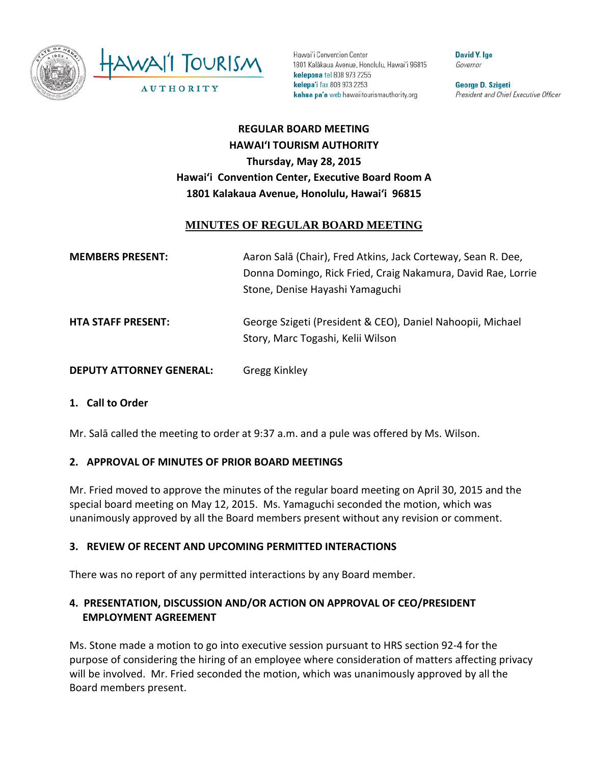Hawai'i Convention Center
1801 Kalākaua Avenue, Honolulu, Hawai'i 96815
**kelepona** tel 808 973 2255
**kelepa'i** fax 808 973 2253
**kahua pa'a** web hawaiitourismauthority.org

**David Y. Ige**
*Governor*

**George D. Szigeti**
*President and Chief Executive Officer*

**REGULAR BOARD MEETING**
**HAWAI'I TOURISM AUTHORITY**
**Thursday, May 28, 2015**
**Hawai'i Convention Center, Executive Board Room A**
**1801 Kalakaua Avenue, Honolulu, Hawai'i 96815**

## MINUTES OF REGULAR BOARD MEETING

**MEMBERS PRESENT:** Aaron Salā (Chair), Fred Atkins, Jack Corteway, Sean R. Dee, Donna Domingo, Rick Fried, Craig Nakamura, David Rae, Lorrie Stone, Denise Hayashi Yamaguchi

**HTA STAFF PRESENT:** George Szigeti (President & CEO), Daniel Nahoopii, Michael Story, Marc Togashi, Kelii Wilson

**DEPUTY ATTORNEY GENERAL:** Gregg Kinkley

### 1. Call to Order

Mr. Salā called the meeting to order at 9:37 a.m. and a pule was offered by Ms. Wilson.

### 2. APPROVAL OF MINUTES OF PRIOR BOARD MEETINGS

Mr. Fried moved to approve the minutes of the regular board meeting on April 30, 2015 and the special board meeting on May 12, 2015. Ms. Yamaguchi seconded the motion, which was unanimously approved by all the Board members present without any revision or comment.

### 3. REVIEW OF RECENT AND UPCOMING PERMITTED INTERACTIONS

There was no report of any permitted interactions by any Board member.

### 4. PRESENTATION, DISCUSSION AND/OR ACTION ON APPROVAL OF CEO/PRESIDENT EMPLOYMENT AGREEMENT

Ms. Stone made a motion to go into executive session pursuant to HRS section 92-4 for the purpose of considering the hiring of an employee where consideration of matters affecting privacy will be involved. Mr. Fried seconded the motion, which was unanimously approved by all the Board members present.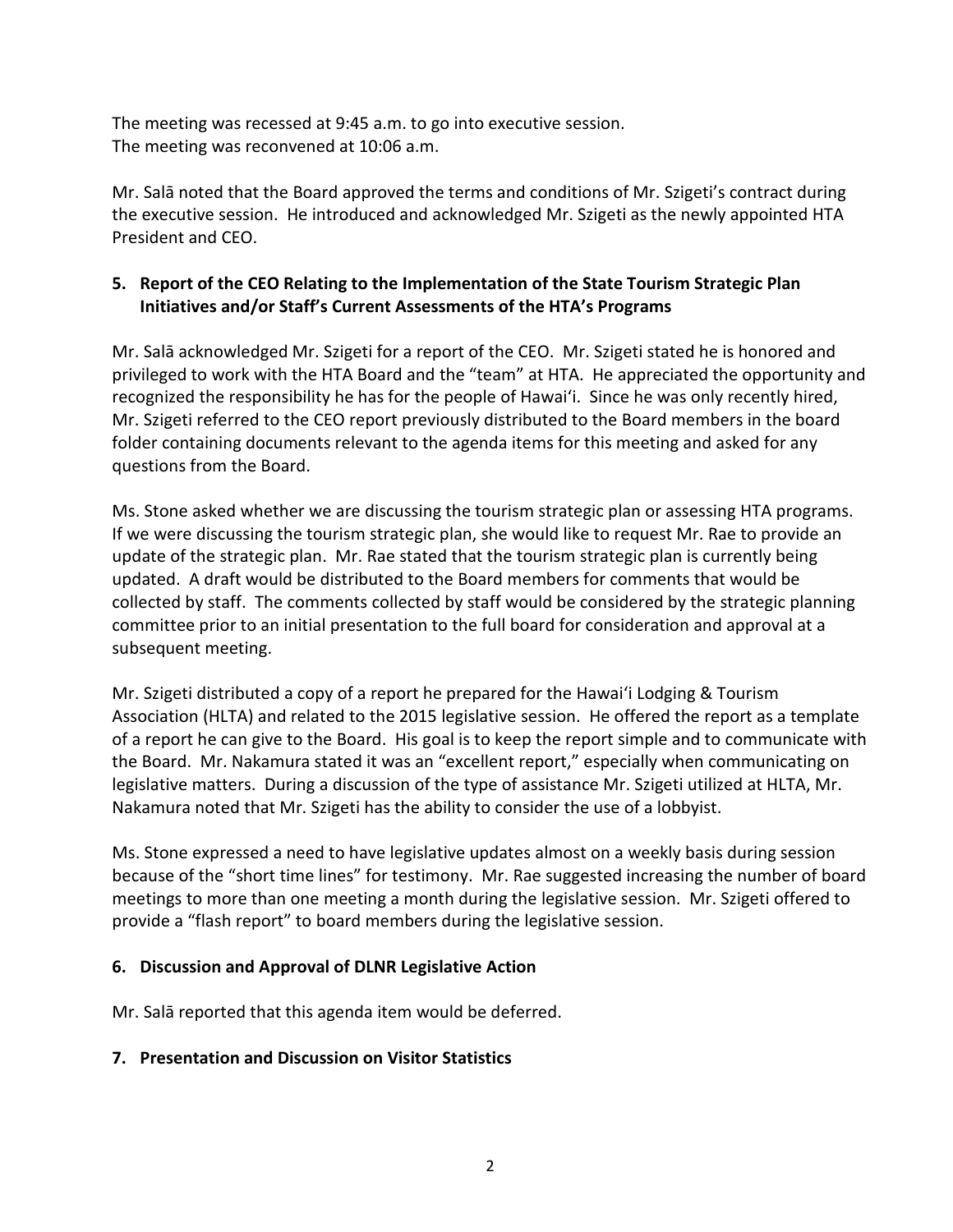The meeting was recessed at 9:45 a.m. to go into executive session.
The meeting was reconvened at 10:06 a.m.

Mr. Salā noted that the Board approved the terms and conditions of Mr. Szigeti's contract during the executive session. He introduced and acknowledged Mr. Szigeti as the newly appointed HTA President and CEO.

**5. Report of the CEO Relating to the Implementation of the State Tourism Strategic Plan Initiatives and/or Staff's Current Assessments of the HTA's Programs**

Mr. Salā acknowledged Mr. Szigeti for a report of the CEO. Mr. Szigeti stated he is honored and privileged to work with the HTA Board and the "team" at HTA. He appreciated the opportunity and recognized the responsibility he has for the people of Hawai'i. Since he was only recently hired, Mr. Szigeti referred to the CEO report previously distributed to the Board members in the board folder containing documents relevant to the agenda items for this meeting and asked for any questions from the Board.

Ms. Stone asked whether we are discussing the tourism strategic plan or assessing HTA programs. If we were discussing the tourism strategic plan, she would like to request Mr. Rae to provide an update of the strategic plan. Mr. Rae stated that the tourism strategic plan is currently being updated. A draft would be distributed to the Board members for comments that would be collected by staff. The comments collected by staff would be considered by the strategic planning committee prior to an initial presentation to the full board for consideration and approval at a subsequent meeting.

Mr. Szigeti distributed a copy of a report he prepared for the Hawai'i Lodging & Tourism Association (HLTA) and related to the 2015 legislative session. He offered the report as a template of a report he can give to the Board. His goal is to keep the report simple and to communicate with the Board. Mr. Nakamura stated it was an "excellent report," especially when communicating on legislative matters. During a discussion of the type of assistance Mr. Szigeti utilized at HLTA, Mr. Nakamura noted that Mr. Szigeti has the ability to consider the use of a lobbyist.

Ms. Stone expressed a need to have legislative updates almost on a weekly basis during session because of the "short time lines" for testimony. Mr. Rae suggested increasing the number of board meetings to more than one meeting a month during the legislative session. Mr. Szigeti offered to provide a "flash report" to board members during the legislative session.

**6. Discussion and Approval of DLNR Legislative Action**

Mr. Salā reported that this agenda item would be deferred.

**7. Presentation and Discussion on Visitor Statistics**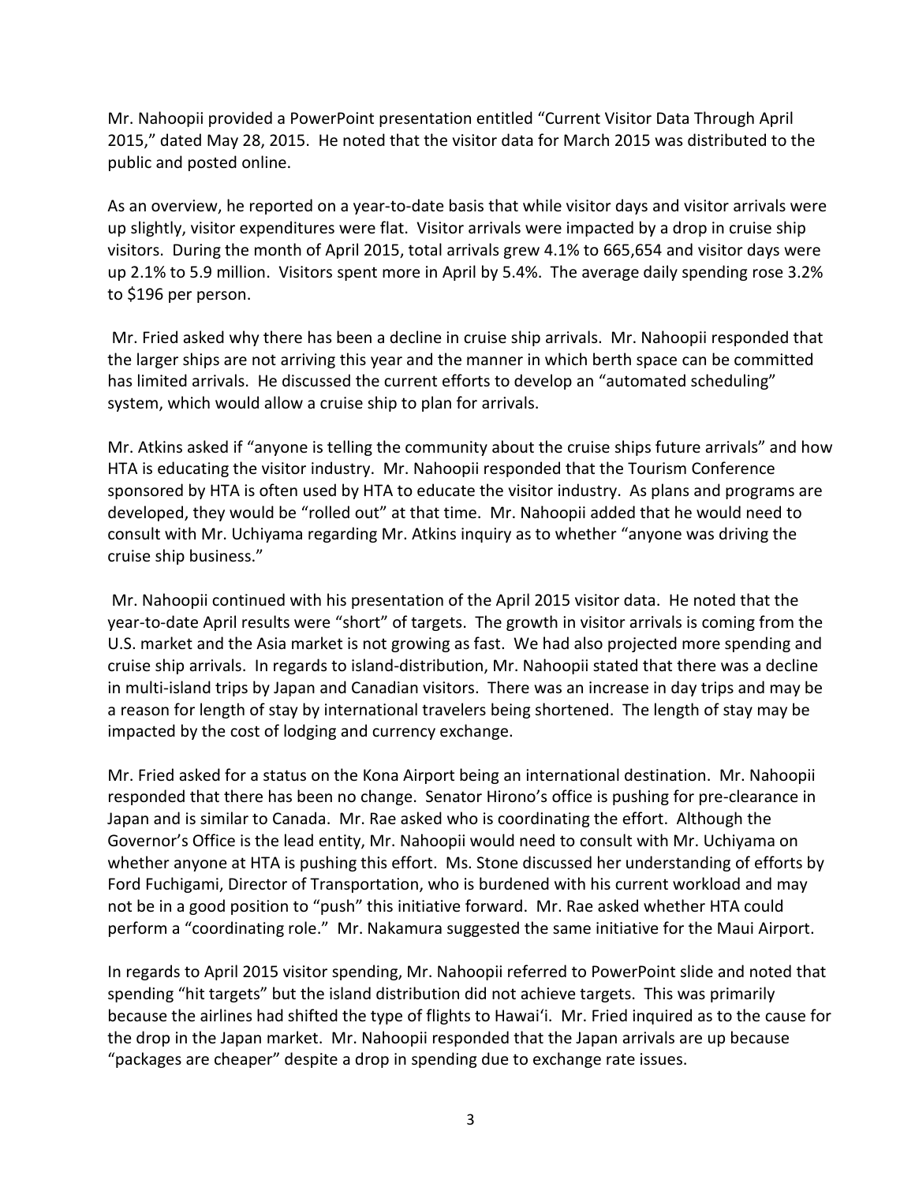Mr. Nahoopii provided a PowerPoint presentation entitled "Current Visitor Data Through April 2015," dated May 28, 2015. He noted that the visitor data for March 2015 was distributed to the public and posted online.

As an overview, he reported on a year-to-date basis that while visitor days and visitor arrivals were up slightly, visitor expenditures were flat. Visitor arrivals were impacted by a drop in cruise ship visitors. During the month of April 2015, total arrivals grew 4.1% to 665,654 and visitor days were up 2.1% to 5.9 million. Visitors spent more in April by 5.4%. The average daily spending rose 3.2% to $196 per person.

Mr. Fried asked why there has been a decline in cruise ship arrivals. Mr. Nahoopii responded that the larger ships are not arriving this year and the manner in which berth space can be committed has limited arrivals. He discussed the current efforts to develop an "automated scheduling" system, which would allow a cruise ship to plan for arrivals.

Mr. Atkins asked if "anyone is telling the community about the cruise ships future arrivals" and how HTA is educating the visitor industry. Mr. Nahoopii responded that the Tourism Conference sponsored by HTA is often used by HTA to educate the visitor industry. As plans and programs are developed, they would be "rolled out" at that time. Mr. Nahoopii added that he would need to consult with Mr. Uchiyama regarding Mr. Atkins inquiry as to whether "anyone was driving the cruise ship business."

Mr. Nahoopii continued with his presentation of the April 2015 visitor data. He noted that the year-to-date April results were "short" of targets. The growth in visitor arrivals is coming from the U.S. market and the Asia market is not growing as fast. We had also projected more spending and cruise ship arrivals. In regards to island-distribution, Mr. Nahoopii stated that there was a decline in multi-island trips by Japan and Canadian visitors. There was an increase in day trips and may be a reason for length of stay by international travelers being shortened. The length of stay may be impacted by the cost of lodging and currency exchange.

Mr. Fried asked for a status on the Kona Airport being an international destination. Mr. Nahoopii responded that there has been no change. Senator Hirono's office is pushing for pre-clearance in Japan and is similar to Canada. Mr. Rae asked who is coordinating the effort. Although the Governor's Office is the lead entity, Mr. Nahoopii would need to consult with Mr. Uchiyama on whether anyone at HTA is pushing this effort. Ms. Stone discussed her understanding of efforts by Ford Fuchigami, Director of Transportation, who is burdened with his current workload and may not be in a good position to "push" this initiative forward. Mr. Rae asked whether HTA could perform a "coordinating role." Mr. Nakamura suggested the same initiative for the Maui Airport.

In regards to April 2015 visitor spending, Mr. Nahoopii referred to PowerPoint slide and noted that spending "hit targets" but the island distribution did not achieve targets. This was primarily because the airlines had shifted the type of flights to Hawai'i. Mr. Fried inquired as to the cause for the drop in the Japan market. Mr. Nahoopii responded that the Japan arrivals are up because "packages are cheaper" despite a drop in spending due to exchange rate issues.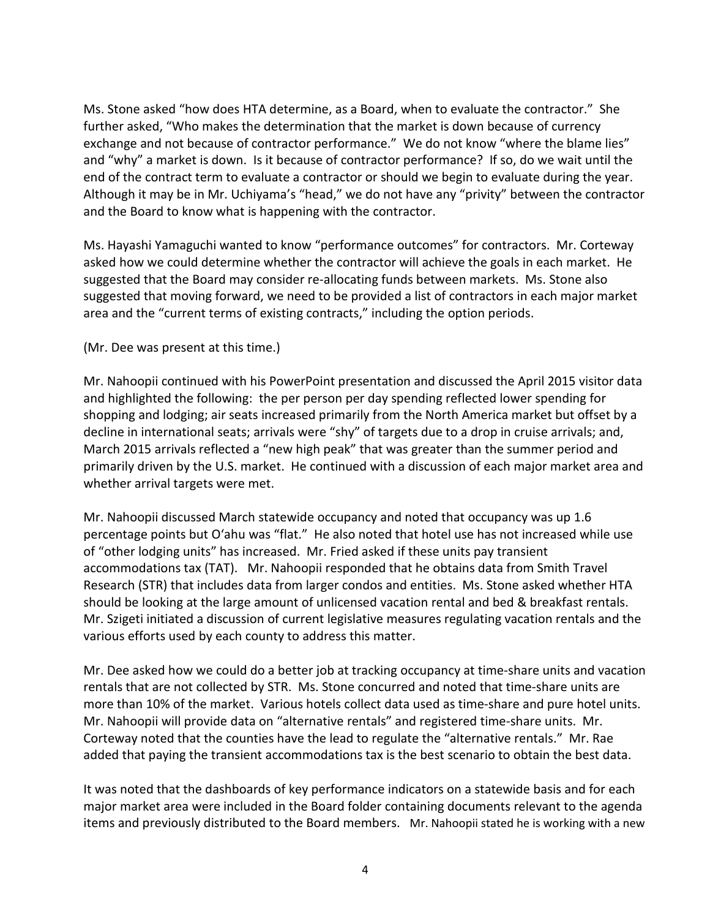Ms. Stone asked "how does HTA determine, as a Board, when to evaluate the contractor." She further asked, "Who makes the determination that the market is down because of currency exchange and not because of contractor performance." We do not know "where the blame lies" and "why" a market is down. Is it because of contractor performance? If so, do we wait until the end of the contract term to evaluate a contractor or should we begin to evaluate during the year. Although it may be in Mr. Uchiyama's "head," we do not have any "privity" between the contractor and the Board to know what is happening with the contractor.

Ms. Hayashi Yamaguchi wanted to know "performance outcomes" for contractors. Mr. Corteway asked how we could determine whether the contractor will achieve the goals in each market. He suggested that the Board may consider re-allocating funds between markets. Ms. Stone also suggested that moving forward, we need to be provided a list of contractors in each major market area and the "current terms of existing contracts," including the option periods.

(Mr. Dee was present at this time.)

Mr. Nahoopii continued with his PowerPoint presentation and discussed the April 2015 visitor data and highlighted the following: the per person per day spending reflected lower spending for shopping and lodging; air seats increased primarily from the North America market but offset by a decline in international seats; arrivals were "shy" of targets due to a drop in cruise arrivals; and, March 2015 arrivals reflected a "new high peak" that was greater than the summer period and primarily driven by the U.S. market. He continued with a discussion of each major market area and whether arrival targets were met.

Mr. Nahoopii discussed March statewide occupancy and noted that occupancy was up 1.6 percentage points but O'ahu was "flat." He also noted that hotel use has not increased while use of "other lodging units" has increased. Mr. Fried asked if these units pay transient accommodations tax (TAT). Mr. Nahoopii responded that he obtains data from Smith Travel Research (STR) that includes data from larger condos and entities. Ms. Stone asked whether HTA should be looking at the large amount of unlicensed vacation rental and bed & breakfast rentals. Mr. Szigeti initiated a discussion of current legislative measures regulating vacation rentals and the various efforts used by each county to address this matter.

Mr. Dee asked how we could do a better job at tracking occupancy at time-share units and vacation rentals that are not collected by STR. Ms. Stone concurred and noted that time-share units are more than 10% of the market. Various hotels collect data used as time-share and pure hotel units. Mr. Nahoopii will provide data on "alternative rentals" and registered time-share units. Mr. Corteway noted that the counties have the lead to regulate the "alternative rentals." Mr. Rae added that paying the transient accommodations tax is the best scenario to obtain the best data.

It was noted that the dashboards of key performance indicators on a statewide basis and for each major market area were included in the Board folder containing documents relevant to the agenda items and previously distributed to the Board members. Mr. Nahoopii stated he is working with a new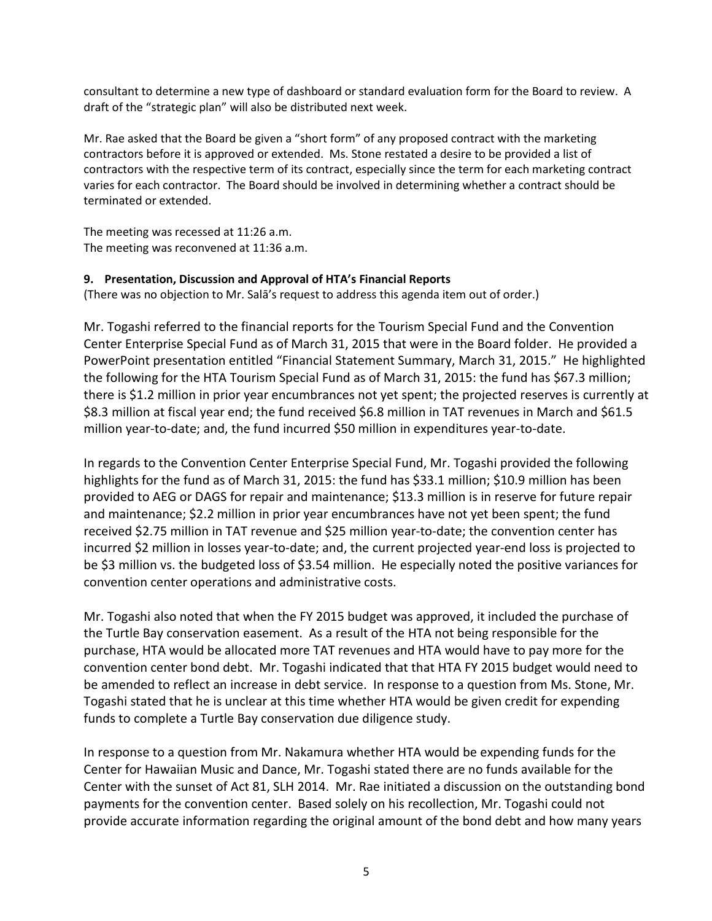consultant to determine a new type of dashboard or standard evaluation form for the Board to review. A draft of the "strategic plan" will also be distributed next week.

Mr. Rae asked that the Board be given a "short form" of any proposed contract with the marketing contractors before it is approved or extended. Ms. Stone restated a desire to be provided a list of contractors with the respective term of its contract, especially since the term for each marketing contract varies for each contractor. The Board should be involved in determining whether a contract should be terminated or extended.

The meeting was recessed at 11:26 a.m.
The meeting was reconvened at 11:36 a.m.

**9. Presentation, Discussion and Approval of HTA's Financial Reports**
(There was no objection to Mr. Salā's request to address this agenda item out of order.)

Mr. Togashi referred to the financial reports for the Tourism Special Fund and the Convention Center Enterprise Special Fund as of March 31, 2015 that were in the Board folder. He provided a PowerPoint presentation entitled "Financial Statement Summary, March 31, 2015." He highlighted the following for the HTA Tourism Special Fund as of March 31, 2015: the fund has $67.3 million; there is $1.2 million in prior year encumbrances not yet spent; the projected reserves is currently at $8.3 million at fiscal year end; the fund received $6.8 million in TAT revenues in March and $61.5 million year-to-date; and, the fund incurred $50 million in expenditures year-to-date.

In regards to the Convention Center Enterprise Special Fund, Mr. Togashi provided the following highlights for the fund as of March 31, 2015: the fund has $33.1 million; $10.9 million has been provided to AEG or DAGS for repair and maintenance; $13.3 million is in reserve for future repair and maintenance; $2.2 million in prior year encumbrances have not yet been spent; the fund received $2.75 million in TAT revenue and $25 million year-to-date; the convention center has incurred $2 million in losses year-to-date; and, the current projected year-end loss is projected to be $3 million vs. the budgeted loss of $3.54 million. He especially noted the positive variances for convention center operations and administrative costs.

Mr. Togashi also noted that when the FY 2015 budget was approved, it included the purchase of the Turtle Bay conservation easement. As a result of the HTA not being responsible for the purchase, HTA would be allocated more TAT revenues and HTA would have to pay more for the convention center bond debt. Mr. Togashi indicated that that HTA FY 2015 budget would need to be amended to reflect an increase in debt service. In response to a question from Ms. Stone, Mr. Togashi stated that he is unclear at this time whether HTA would be given credit for expending funds to complete a Turtle Bay conservation due diligence study.

In response to a question from Mr. Nakamura whether HTA would be expending funds for the Center for Hawaiian Music and Dance, Mr. Togashi stated there are no funds available for the Center with the sunset of Act 81, SLH 2014. Mr. Rae initiated a discussion on the outstanding bond payments for the convention center. Based solely on his recollection, Mr. Togashi could not provide accurate information regarding the original amount of the bond debt and how many years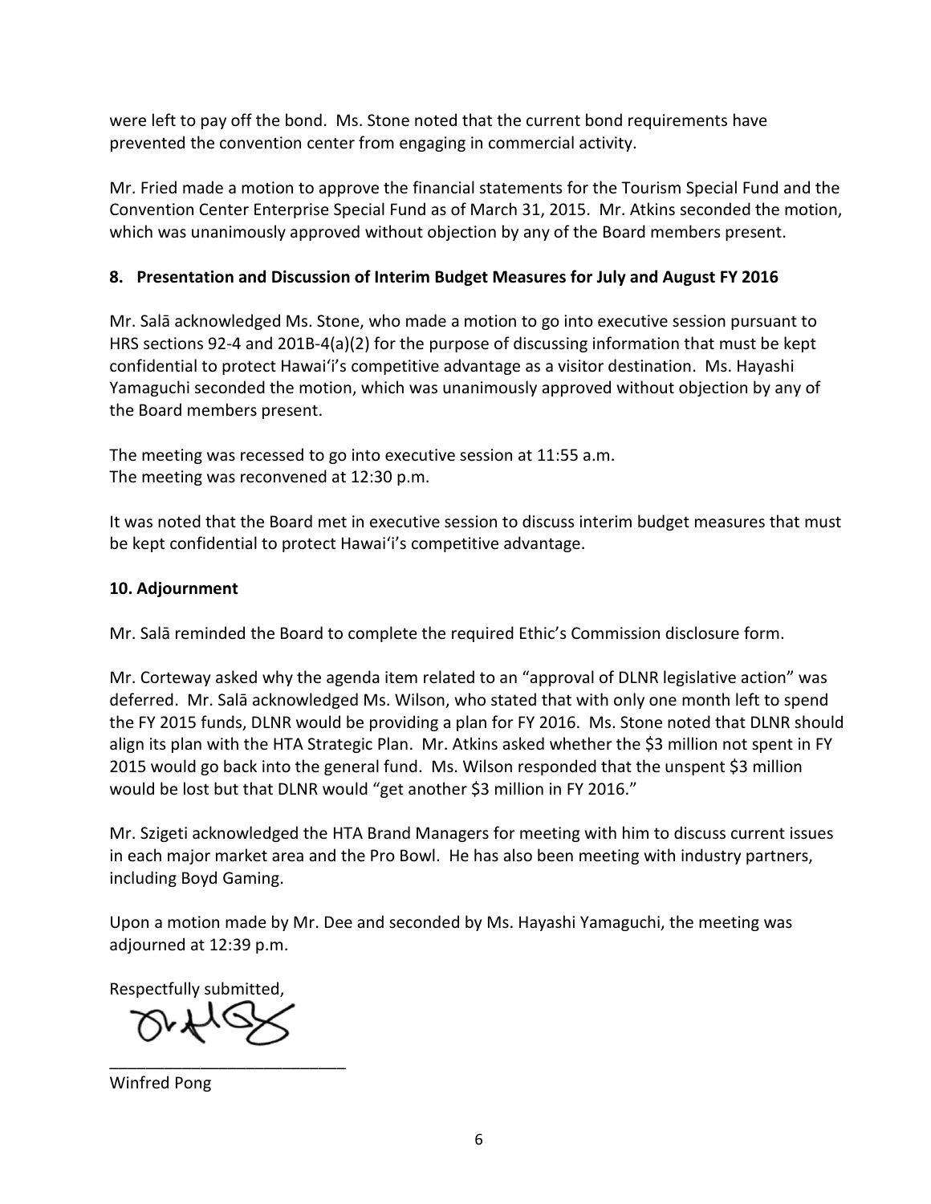were left to pay off the bond. Ms. Stone noted that the current bond requirements have prevented the convention center from engaging in commercial activity.

Mr. Fried made a motion to approve the financial statements for the Tourism Special Fund and the Convention Center Enterprise Special Fund as of March 31, 2015. Mr. Atkins seconded the motion, which was unanimously approved without objection by any of the Board members present.

**8. Presentation and Discussion of Interim Budget Measures for July and August FY 2016**

Mr. Salā acknowledged Ms. Stone, who made a motion to go into executive session pursuant to HRS sections 92-4 and 201B-4(a)(2) for the purpose of discussing information that must be kept confidential to protect Hawai'i's competitive advantage as a visitor destination. Ms. Hayashi Yamaguchi seconded the motion, which was unanimously approved without objection by any of the Board members present.

The meeting was recessed to go into executive session at 11:55 a.m.
The meeting was reconvened at 12:30 p.m.

It was noted that the Board met in executive session to discuss interim budget measures that must be kept confidential to protect Hawai'i's competitive advantage.

**10. Adjournment**

Mr. Salā reminded the Board to complete the required Ethic's Commission disclosure form.

Mr. Corteway asked why the agenda item related to an "approval of DLNR legislative action" was deferred. Mr. Salā acknowledged Ms. Wilson, who stated that with only one month left to spend the FY 2015 funds, DLNR would be providing a plan for FY 2016. Ms. Stone noted that DLNR should align its plan with the HTA Strategic Plan. Mr. Atkins asked whether the $3 million not spent in FY 2015 would go back into the general fund. Ms. Wilson responded that the unspent $3 million would be lost but that DLNR would "get another $3 million in FY 2016."

Mr. Szigeti acknowledged the HTA Brand Managers for meeting with him to discuss current issues in each major market area and the Pro Bowl. He has also been meeting with industry partners, including Boyd Gaming.

Upon a motion made by Mr. Dee and seconded by Ms. Hayashi Yamaguchi, the meeting was adjourned at 12:39 p.m.

Respectfully submitted,

\_\_\_\_\_\_\_\_\_\_\_\_\_\_\_\_\_\_\_\_\_\_\_\_\_\_

Winfred Pong